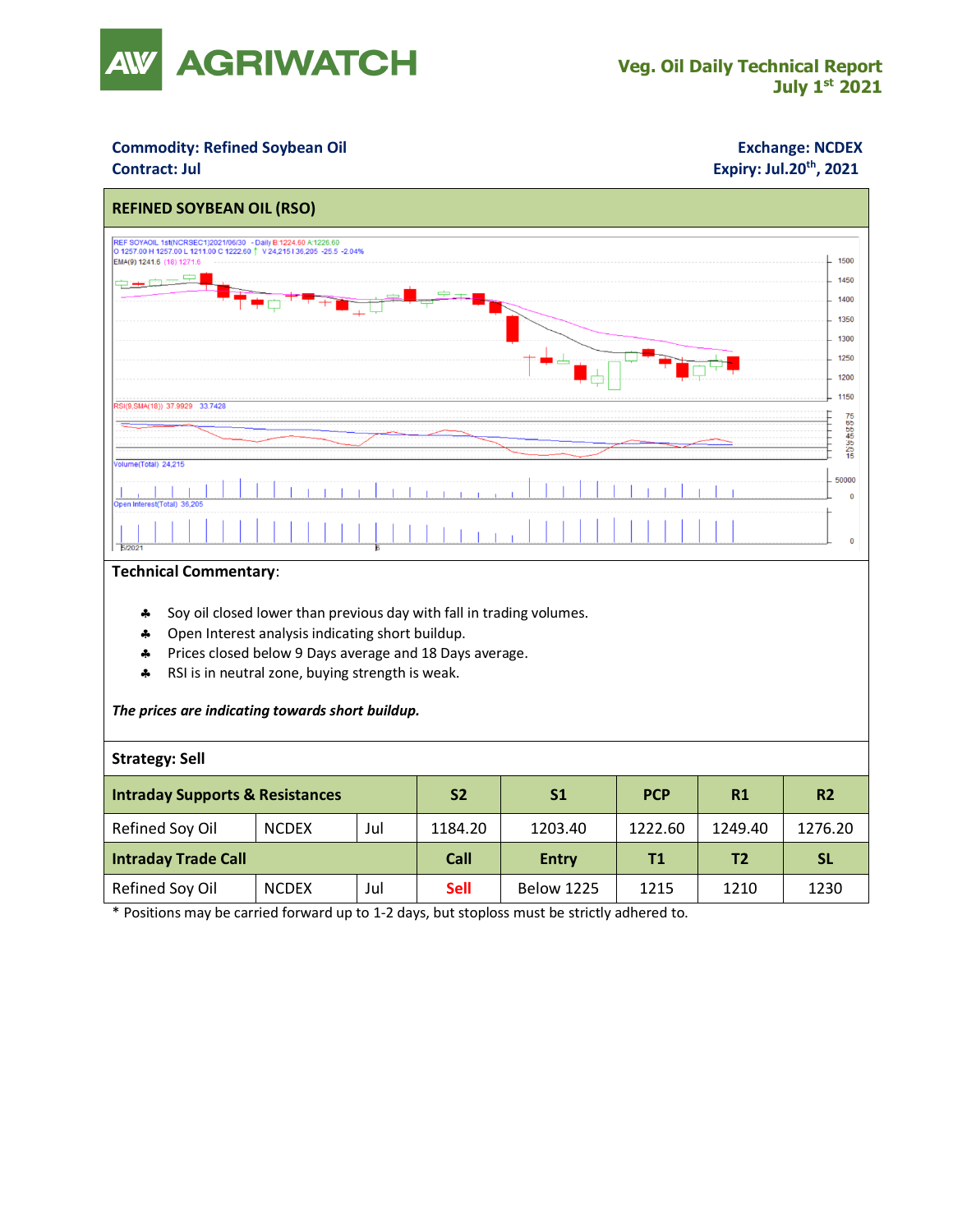# AGRIWATCH

**Veg. Oil Daily Technical Report**
**July 1st 2021**

**Commodity: Refined Soybean Oil**
**Contract: Jul**

**Exchange: NCDEX**
**Expiry: Jul.20th, 2021**

## REFINED SOYBEAN OIL (RSO)

### Technical Commentary:

- Soy oil closed lower than previous day with fall in trading volumes.
- Open Interest analysis indicating short buildup.
- Prices closed below 9 Days average and 18 Days average.
- RSI is in neutral zone, buying strength is weak.

***The prices are indicating towards short buildup.***

**Strategy: Sell**

| Intraday Supports & Resistances | | | S2 | S1 | PCP | R1 | R2 |
|---|---|---|---|---|---|---|---|
| Refined Soy Oil | NCDEX | Jul | 1184.20 | 1203.40 | 1222.60 | 1249.40 | 1276.20 |
| **Intraday Trade Call** | | | **Call** | **Entry** | **T1** | **T2** | **SL** |
| Refined Soy Oil | NCDEX | Jul | **Sell** | Below 1225 | 1215 | 1210 | 1230 |

* Positions may be carried forward up to 1-2 days, but stoploss must be strictly adhered to.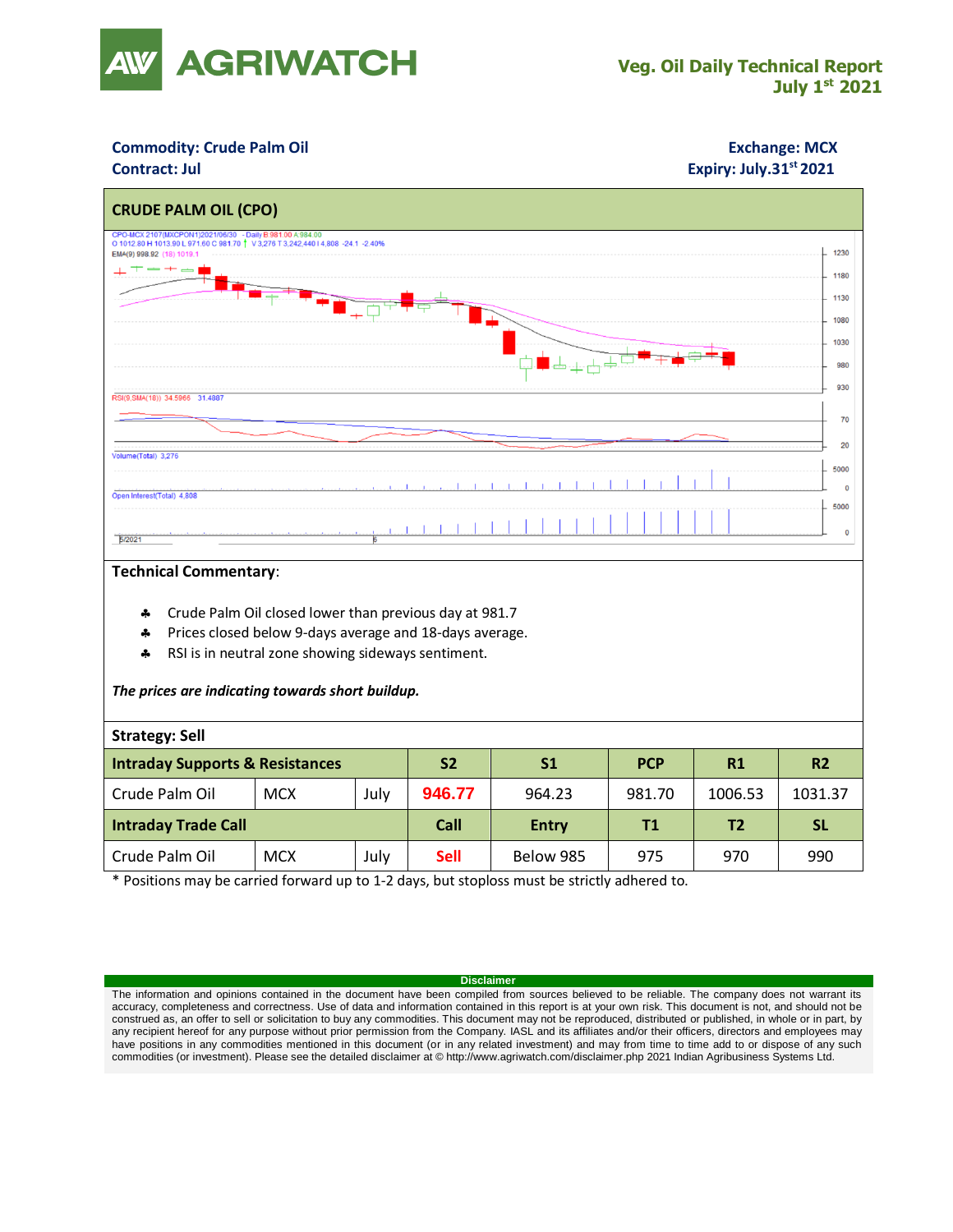# AGRIWATCH

**Veg. Oil Daily Technical Report**
**July 1st 2021**

**Commodity: Crude Palm Oil**
**Contract: Jul**

**Exchange: MCX**
**Expiry: July.31st 2021**

## CRUDE PALM OIL (CPO)

CPO-MCX 2107(MXCPON1)2021/06/30 - Daily B 981.00 A 984.00
O 1012.80 H 1013.90 L 971.60 C 981.70 V 3,276 T 3,242,440 I 4,808 -24.1 -2.40%
EMA(9) 998.92 (18) 1019.1

1230
1180
1130
1080
1030
980
930

RSI(9,SMA(18)) 34.5966 31.4887

70
20

Volume(Total) 3,276

5000
0

Open Interest(Total) 4,808

5000
0

5/2021
6

**Technical Commentary**:

- Crude Palm Oil closed lower than previous day at 981.7
- Prices closed below 9-days average and 18-days average.
- RSI is in neutral zone showing sideways sentiment.

***The prices are indicating towards short buildup.***

**Strategy: Sell**

| **Intraday Supports & Resistances** | | | **S2** | **S1** | **PCP** | **R1** | **R2** |
|---|---|---|---|---|---|---|---|
| Crude Palm Oil | MCX | July | **946.77** | 964.23 | 981.70 | 1006.53 | 1031.37 |
| **Intraday Trade Call** | | | **Call** | **Entry** | **T1** | **T2** | **SL** |
| Crude Palm Oil | MCX | July | **Sell** | Below 985 | 975 | 970 | 990 |

* Positions may be carried forward up to 1-2 days, but stoploss must be strictly adhered to.

**Disclaimer**

The information and opinions contained in the document have been compiled from sources believed to be reliable. The company does not warrant its accuracy, completeness and correctness. Use of data and information contained in this report is at your own risk. This document is not, and should not be construed as, an offer to sell or solicitation to buy any commodities. This document may not be reproduced, distributed or published, in whole or in part, by any recipient hereof for any purpose without prior permission from the Company. IASL and its affiliates and/or their officers, directors and employees may have positions in any commodities mentioned in this document (or in any related investment) and may from time to time add to or dispose of any such commodities (or investment). Please see the detailed disclaimer at © http://www.agriwatch.com/disclaimer.php 2021 Indian Agribusiness Systems Ltd.